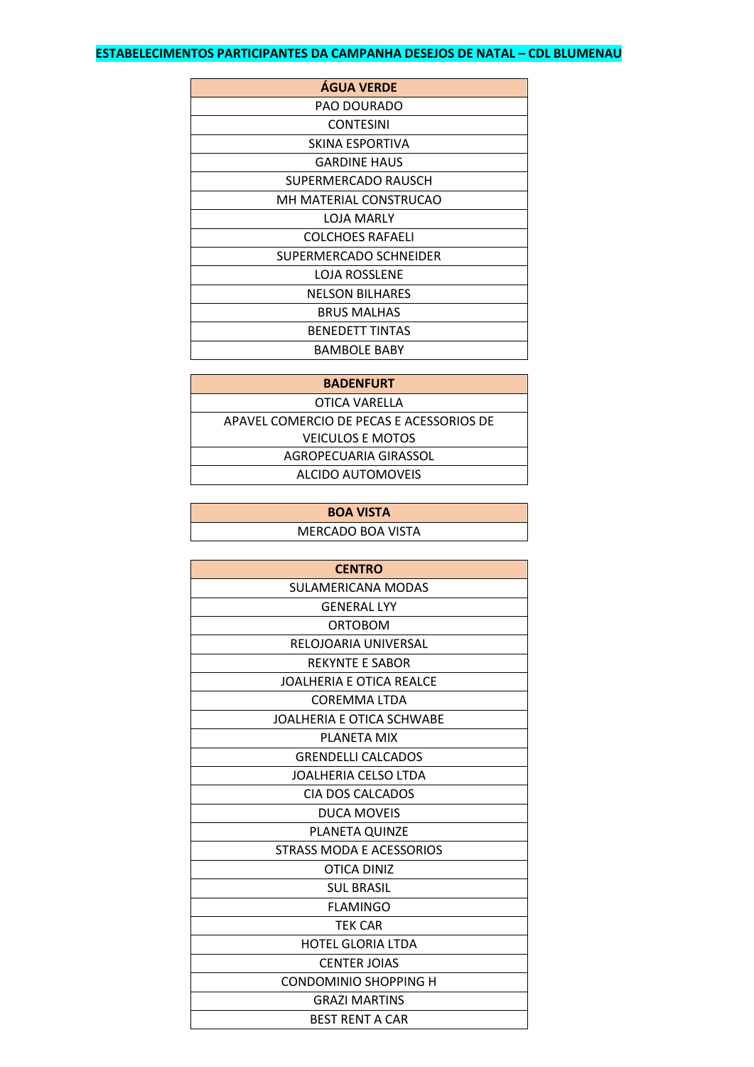**ESTABELECIMENTOS PARTICIPANTES DA CAMPANHA DESEJOS DE NATAL – CDL BLUMENAU**

| ÁGUA VERDE |
| --- |
| PAO DOURADO |
| CONTESINI |
| SKINA ESPORTIVA |
| GARDINE HAUS |
| SUPERMERCADO RAUSCH |
| MH MATERIAL CONSTRUCAO |
| LOJA MARLY |
| COLCHOES RAFAELI |
| SUPERMERCADO SCHNEIDER |
| LOJA ROSSLENE |
| NELSON BILHARES |
| BRUS MALHAS |
| BENEDETT TINTAS |
| BAMBOLE BABY |

| BADENFURT |
| --- |
| OTICA VARELLA |
| APAVEL COMERCIO DE PECAS E ACESSORIOS DE VEICULOS E MOTOS |
| AGROPECUARIA GIRASSOL |
| ALCIDO AUTOMOVEIS |

| BOA VISTA |
| --- |
| MERCADO BOA VISTA |

| CENTRO |
| --- |
| SULAMERICANA MODAS |
| GENERAL LYY |
| ORTOBOM |
| RELOJOARIA UNIVERSAL |
| REKYNTE E SABOR |
| JOALHERIA E OTICA REALCE |
| COREMMA LTDA |
| JOALHERIA E OTICA SCHWABE |
| PLANETA MIX |
| GRENDELLI CALCADOS |
| JOALHERIA CELSO LTDA |
| CIA DOS CALCADOS |
| DUCA MOVEIS |
| PLANETA QUINZE |
| STRASS MODA E ACESSORIOS |
| OTICA DINIZ |
| SUL BRASIL |
| FLAMINGO |
| TEK CAR |
| HOTEL GLORIA LTDA |
| CENTER JOIAS |
| CONDOMINIO SHOPPING H |
| GRAZI MARTINS |
| BEST RENT A CAR |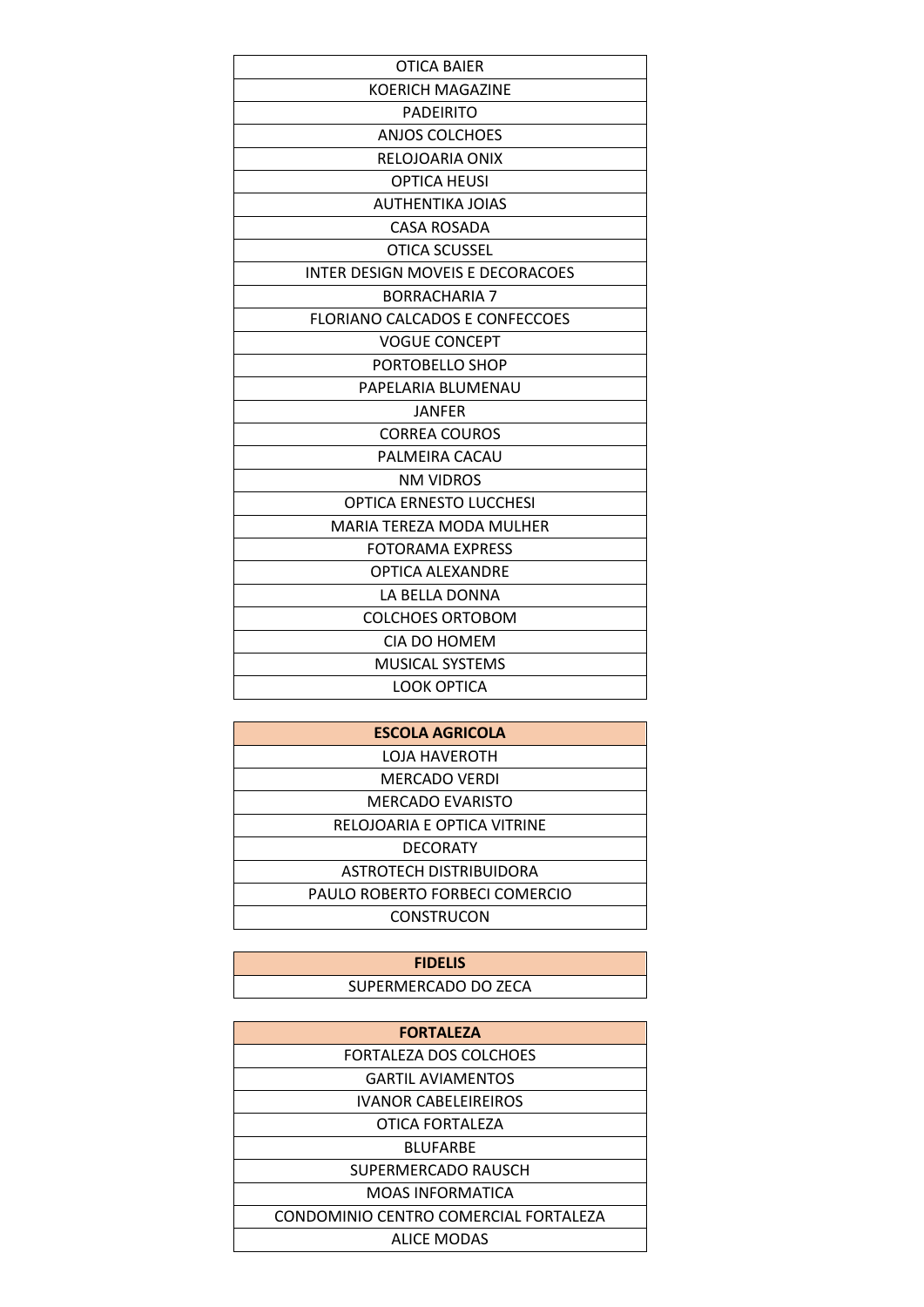| OTICA BAIER |
|---|
| KOERICH MAGAZINE |
| PADEIRITO |
| ANJOS COLCHOES |
| RELOJOARIA ONIX |
| OPTICA HEUSI |
| AUTHENTIKA JOIAS |
| CASA ROSADA |
| OTICA SCUSSEL |
| INTER DESIGN MOVEIS E DECORACOES |
| BORRACHARIA 7 |
| FLORIANO CALCADOS E CONFECCOES |
| VOGUE CONCEPT |
| PORTOBELLO SHOP |
| PAPELARIA BLUMENAU |
| JANFER |
| CORREA COUROS |
| PALMEIRA CACAU |
| NM VIDROS |
| OPTICA ERNESTO LUCCHESI |
| MARIA TEREZA MODA MULHER |
| FOTORAMA EXPRESS |
| OPTICA ALEXANDRE |
| LA BELLA DONNA |
| COLCHOES ORTOBOM |
| CIA DO HOMEM |
| MUSICAL SYSTEMS |
| LOOK OPTICA |

| **ESCOLA AGRICOLA** |
|---|
| LOJA HAVEROTH |
| MERCADO VERDI |
| MERCADO EVARISTO |
| RELOJOARIA E OPTICA VITRINE |
| DECORATY |
| ASTROTECH DISTRIBUIDORA |
| PAULO ROBERTO FORBECI COMERCIO |
| CONSTRUCON |

| **FIDELIS** |
|---|
| SUPERMERCADO DO ZECA |

| **FORTALEZA** |
|---|
| FORTALEZA DOS COLCHOES |
| GARTIL AVIAMENTOS |
| IVANOR CABELEIREIROS |
| OTICA FORTALEZA |
| BLUFARBE |
| SUPERMERCADO RAUSCH |
| MOAS INFORMATICA |
| CONDOMINIO CENTRO COMERCIAL FORTALEZA |
| ALICE MODAS |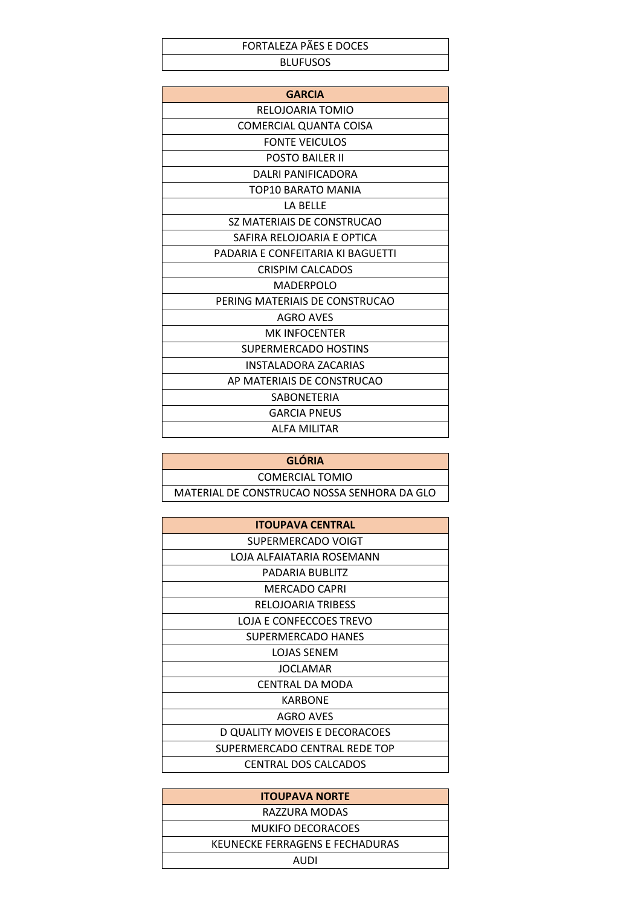| FORTALEZA PÃES E DOCES |
| --- |
| BLUFUSOS |

| GARCIA |
| --- |
| RELOJOARIA TOMIO |
| COMERCIAL QUANTA COISA |
| FONTE VEICULOS |
| POSTO BAILER II |
| DALRI PANIFICADORA |
| TOP10 BARATO MANIA |
| LA BELLE |
| SZ MATERIAIS DE CONSTRUCAO |
| SAFIRA RELOJOARIA E OPTICA |
| PADARIA E CONFEITARIA KI BAGUETTI |
| CRISPIM CALCADOS |
| MADERPOLO |
| PERING MATERIAIS DE CONSTRUCAO |
| AGRO AVES |
| MK INFOCENTER |
| SUPERMERCADO HOSTINS |
| INSTALADORA ZACARIAS |
| AP MATERIAIS DE CONSTRUCAO |
| SABONETERIA |
| GARCIA PNEUS |
| ALFA MILITAR |

| GLÓRIA |
| --- |
| COMERCIAL TOMIO |
| MATERIAL DE CONSTRUCAO NOSSA SENHORA DA GLO |

| ITOUPAVA CENTRAL |
| --- |
| SUPERMERCADO VOIGT |
| LOJA ALFAIATARIA ROSEMANN |
| PADARIA BUBLITZ |
| MERCADO CAPRI |
| RELOJOARIA TRIBESS |
| LOJA E CONFECCOES TREVO |
| SUPERMERCADO HANES |
| LOJAS SENEM |
| JOCLAMAR |
| CENTRAL DA MODA |
| KARBONE |
| AGRO AVES |
| D QUALITY MOVEIS E DECORACOES |
| SUPERMERCADO CENTRAL REDE TOP |
| CENTRAL DOS CALCADOS |

| ITOUPAVA NORTE |
| --- |
| RAZZURA MODAS |
| MUKIFO DECORACOES |
| KEUNECKE FERRAGENS E FECHADURAS |
| AUDI |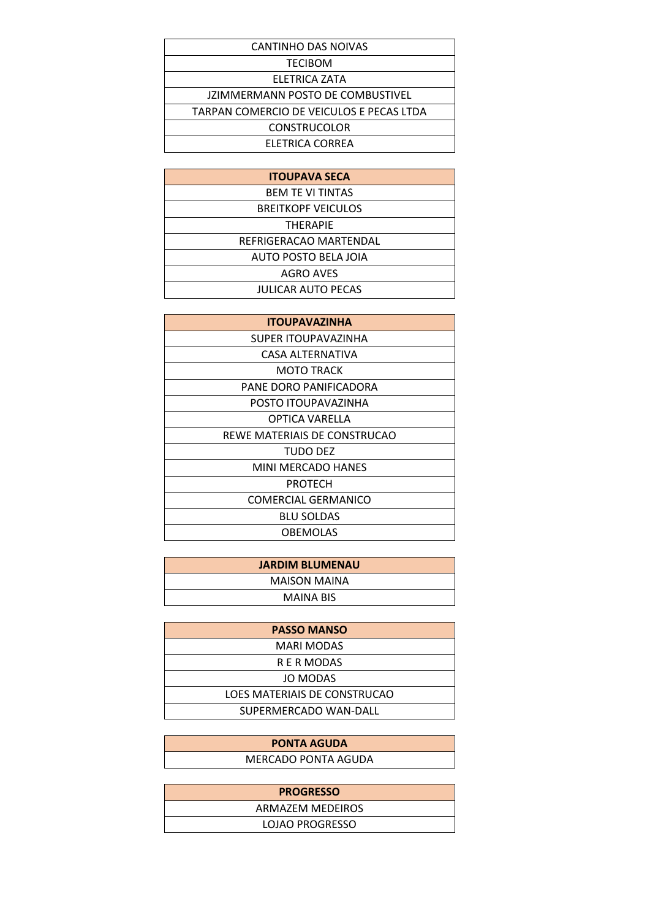| CANTINHO DAS NOIVAS |
| --- |
| TECIBOM |
| ELETRICA ZATA |
| JZIMMERMANN POSTO DE COMBUSTIVEL |
| TARPAN COMERCIO DE VEICULOS E PECAS LTDA |
| CONSTRUCOLOR |
| ELETRICA CORREA |

| **ITOUPAVA SECA** |
| --- |
| BEM TE VI TINTAS |
| BREITKOPF VEICULOS |
| THERAPIE |
| REFRIGERACAO MARTENDAL |
| AUTO POSTO BELA JOIA |
| AGRO AVES |
| JULICAR AUTO PECAS |

| **ITOUPAVAZINHA** |
| --- |
| SUPER ITOUPAVAZINHA |
| CASA ALTERNATIVA |
| MOTO TRACK |
| PANE DORO PANIFICADORA |
| POSTO ITOUPAVAZINHA |
| OPTICA VARELLA |
| REWE MATERIAIS DE CONSTRUCAO |
| TUDO DEZ |
| MINI MERCADO HANES |
| PROTECH |
| COMERCIAL GERMANICO |
| BLU SOLDAS |
| OBEMOLAS |

| **JARDIM BLUMENAU** |
| --- |
| MAISON MAINA |
| MAINA BIS |

| **PASSO MANSO** |
| --- |
| MARI MODAS |
| R E R MODAS |
| JO MODAS |
| LOES MATERIAIS DE CONSTRUCAO |
| SUPERMERCADO WAN-DALL |

| **PONTA AGUDA** |
| --- |
| MERCADO PONTA AGUDA |

| **PROGRESSO** |
| --- |
| ARMAZEM MEDEIROS |
| LOJAO PROGRESSO |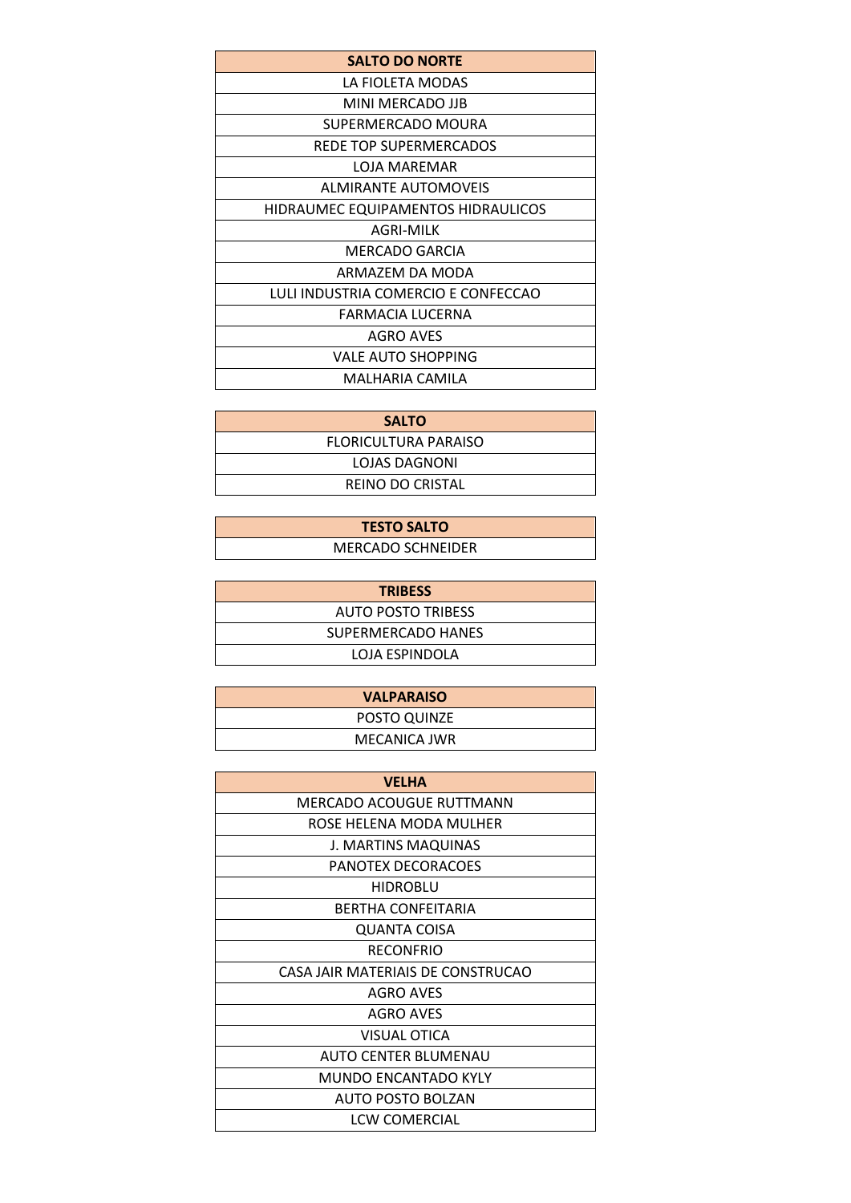| SALTO DO NORTE |
| --- |
| LA FIOLETA MODAS |
| MINI MERCADO JJB |
| SUPERMERCADO MOURA |
| REDE TOP SUPERMERCADOS |
| LOJA MAREMAR |
| ALMIRANTE AUTOMOVEIS |
| HIDRAUMEC EQUIPAMENTOS HIDRAULICOS |
| AGRI-MILK |
| MERCADO GARCIA |
| ARMAZEM DA MODA |
| LULI INDUSTRIA COMERCIO E CONFECCAO |
| FARMACIA LUCERNA |
| AGRO AVES |
| VALE AUTO SHOPPING |
| MALHARIA CAMILA |

| SALTO |
| --- |
| FLORICULTURA PARAISO |
| LOJAS DAGNONI |
| REINO DO CRISTAL |

| TESTO SALTO |
| --- |
| MERCADO SCHNEIDER |

| TRIBESS |
| --- |
| AUTO POSTO TRIBESS |
| SUPERMERCADO HANES |
| LOJA ESPINDOLA |

| VALPARAISO |
| --- |
| POSTO QUINZE |
| MECANICA JWR |

| VELHA |
| --- |
| MERCADO ACOUGUE RUTTMANN |
| ROSE HELENA MODA MULHER |
| J. MARTINS MAQUINAS |
| PANOTEX DECORACOES |
| HIDROBLU |
| BERTHA CONFEITARIA |
| QUANTA COISA |
| RECONFRIO |
| CASA JAIR MATERIAIS DE CONSTRUCAO |
| AGRO AVES |
| AGRO AVES |
| VISUAL OTICA |
| AUTO CENTER BLUMENAU |
| MUNDO ENCANTADO KYLY |
| AUTO POSTO BOLZAN |
| LCW COMERCIAL |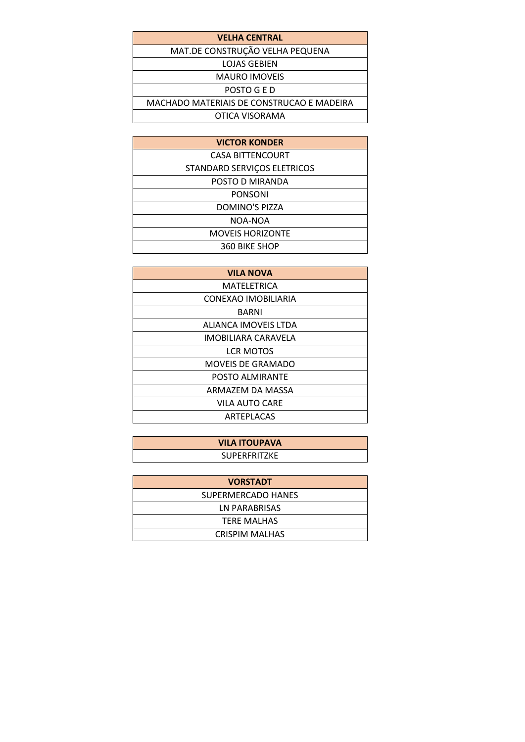| VELHA CENTRAL |
| --- |
| MAT.DE CONSTRUÇÃO VELHA PEQUENA |
| LOJAS GEBIEN |
| MAURO IMOVEIS |
| POSTO G E D |
| MACHADO MATERIAIS DE CONSTRUCAO E MADEIRA |
| OTICA VISORAMA |

| VICTOR KONDER |
| --- |
| CASA BITTENCOURT |
| STANDARD SERVIÇOS ELETRICOS |
| POSTO D MIRANDA |
| PONSONI |
| DOMINO'S PIZZA |
| NOA-NOA |
| MOVEIS HORIZONTE |
| 360 BIKE SHOP |

| VILA NOVA |
| --- |
| MATELETRICA |
| CONEXAO IMOBILIARIA |
| BARNI |
| ALIANCA IMOVEIS LTDA |
| IMOBILIARA CARAVELA |
| LCR MOTOS |
| MOVEIS DE GRAMADO |
| POSTO ALMIRANTE |
| ARMAZEM DA MASSA |
| VILA AUTO CARE |
| ARTEPLACAS |

| VILA ITOUPAVA |
| --- |
| SUPERFRITZKE |

| VORSTADT |
| --- |
| SUPERMERCADO HANES |
| LN PARABRISAS |
| TERE MALHAS |
| CRISPIM MALHAS |